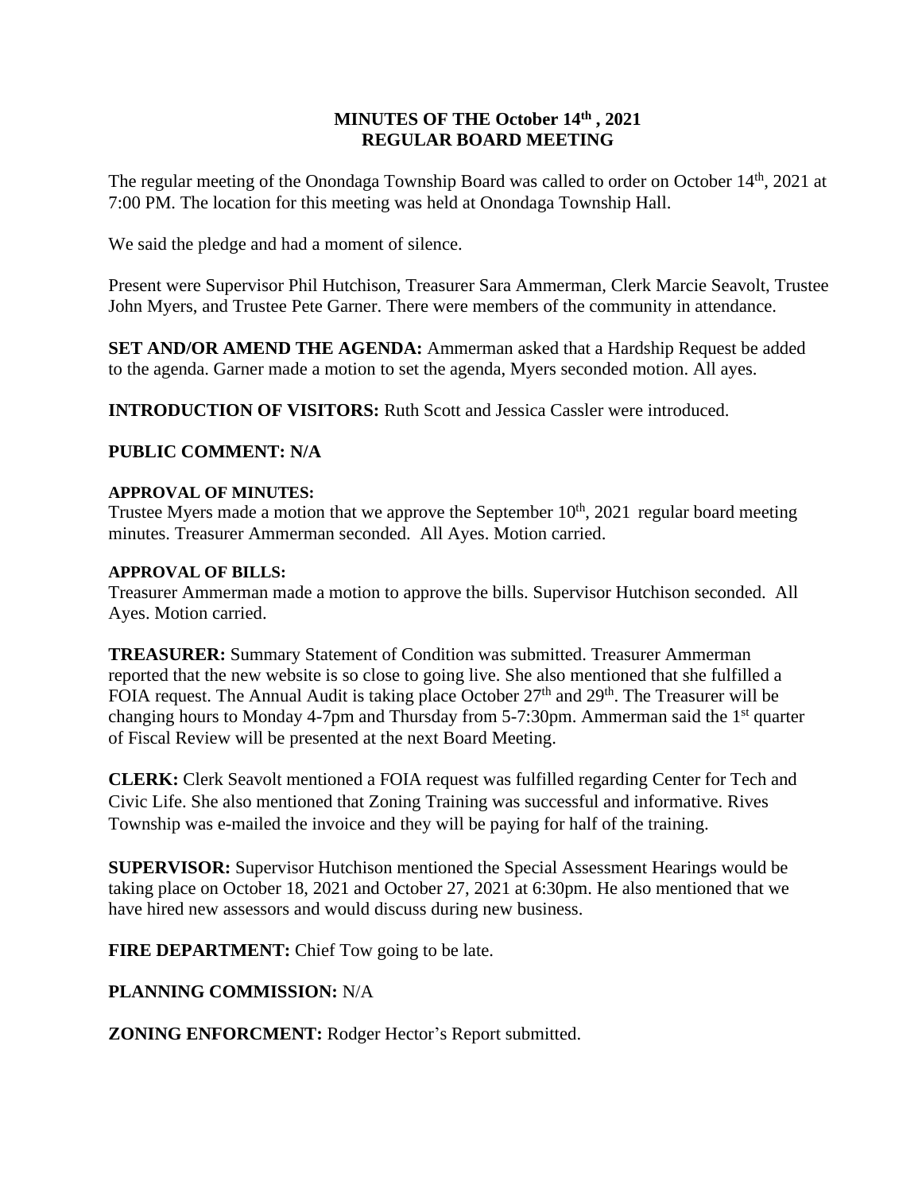# MINUTES OF THE October 14th , 2021
# REGULAR BOARD MEETING

The regular meeting of the Onondaga Township Board was called to order on October 14th, 2021 at 7:00 PM. The location for this meeting was held at Onondaga Township Hall.

We said the pledge and had a moment of silence.

Present were Supervisor Phil Hutchison, Treasurer Sara Ammerman, Clerk Marcie Seavolt, Trustee John Myers, and Trustee Pete Garner. There were members of the community in attendance.

**SET AND/OR AMEND THE AGENDA:** Ammerman asked that a Hardship Request be added to the agenda. Garner made a motion to set the agenda, Myers seconded motion. All ayes.

**INTRODUCTION OF VISITORS:** Ruth Scott and Jessica Cassler were introduced.

**PUBLIC COMMENT: N/A**

**APPROVAL OF MINUTES:**

Trustee Myers made a motion that we approve the September 10th, 2021 regular board meeting minutes. Treasurer Ammerman seconded. All Ayes. Motion carried.

**APPROVAL OF BILLS:**

Treasurer Ammerman made a motion to approve the bills. Supervisor Hutchison seconded. All Ayes. Motion carried.

**TREASURER:** Summary Statement of Condition was submitted. Treasurer Ammerman reported that the new website is so close to going live. She also mentioned that she fulfilled a FOIA request. The Annual Audit is taking place October 27th and 29th. The Treasurer will be changing hours to Monday 4-7pm and Thursday from 5-7:30pm. Ammerman said the 1st quarter of Fiscal Review will be presented at the next Board Meeting.

**CLERK:** Clerk Seavolt mentioned a FOIA request was fulfilled regarding Center for Tech and Civic Life. She also mentioned that Zoning Training was successful and informative. Rives Township was e-mailed the invoice and they will be paying for half of the training.

**SUPERVISOR:** Supervisor Hutchison mentioned the Special Assessment Hearings would be taking place on October 18, 2021 and October 27, 2021 at 6:30pm. He also mentioned that we have hired new assessors and would discuss during new business.

**FIRE DEPARTMENT:** Chief Tow going to be late.

**PLANNING COMMISSION:** N/A

**ZONING ENFORCMENT:** Rodger Hector's Report submitted.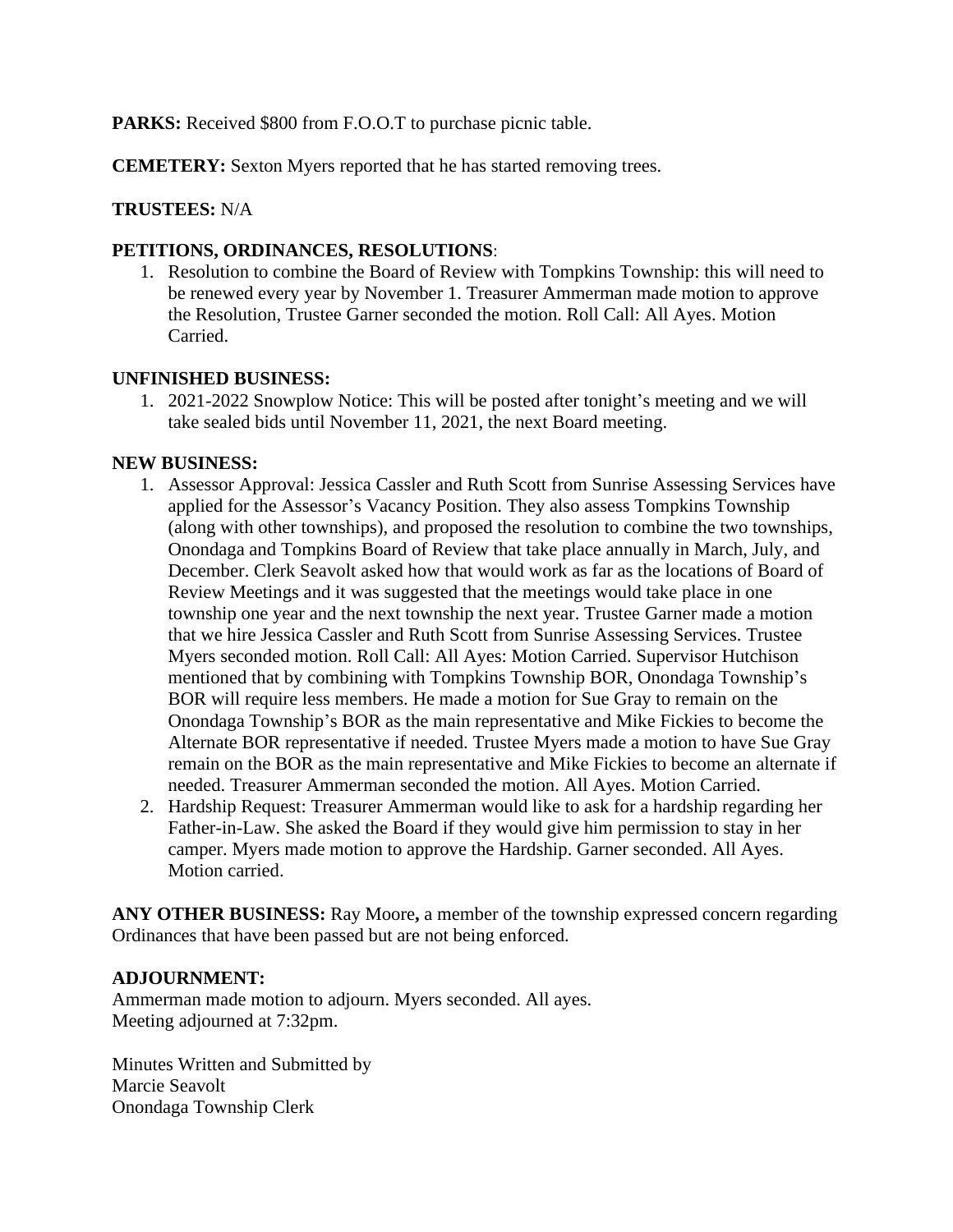**PARKS:** Received $800 from F.O.O.T to purchase picnic table.

**CEMETERY:** Sexton Myers reported that he has started removing trees.

**TRUSTEES:** N/A

**PETITIONS, ORDINANCES, RESOLUTIONS**:

1. Resolution to combine the Board of Review with Tompkins Township: this will need to be renewed every year by November 1. Treasurer Ammerman made motion to approve the Resolution, Trustee Garner seconded the motion. Roll Call: All Ayes. Motion Carried.

**UNFINISHED BUSINESS:**

1. 2021-2022 Snowplow Notice: This will be posted after tonight's meeting and we will take sealed bids until November 11, 2021, the next Board meeting.

**NEW BUSINESS:**

1. Assessor Approval: Jessica Cassler and Ruth Scott from Sunrise Assessing Services have applied for the Assessor's Vacancy Position. They also assess Tompkins Township (along with other townships), and proposed the resolution to combine the two townships, Onondaga and Tompkins Board of Review that take place annually in March, July, and December. Clerk Seavolt asked how that would work as far as the locations of Board of Review Meetings and it was suggested that the meetings would take place in one township one year and the next township the next year. Trustee Garner made a motion that we hire Jessica Cassler and Ruth Scott from Sunrise Assessing Services. Trustee Myers seconded motion. Roll Call: All Ayes: Motion Carried. Supervisor Hutchison mentioned that by combining with Tompkins Township BOR, Onondaga Township's BOR will require less members. He made a motion for Sue Gray to remain on the Onondaga Township's BOR as the main representative and Mike Fickies to become the Alternate BOR representative if needed. Trustee Myers made a motion to have Sue Gray remain on the BOR as the main representative and Mike Fickies to become an alternate if needed. Treasurer Ammerman seconded the motion. All Ayes. Motion Carried.
2. Hardship Request: Treasurer Ammerman would like to ask for a hardship regarding her Father-in-Law. She asked the Board if they would give him permission to stay in her camper. Myers made motion to approve the Hardship. Garner seconded. All Ayes. Motion carried.

**ANY OTHER BUSINESS:** Ray Moore**,** a member of the township expressed concern regarding Ordinances that have been passed but are not being enforced.

**ADJOURNMENT:**
Ammerman made motion to adjourn. Myers seconded. All ayes.
Meeting adjourned at 7:32pm.

Minutes Written and Submitted by
Marcie Seavolt
Onondaga Township Clerk